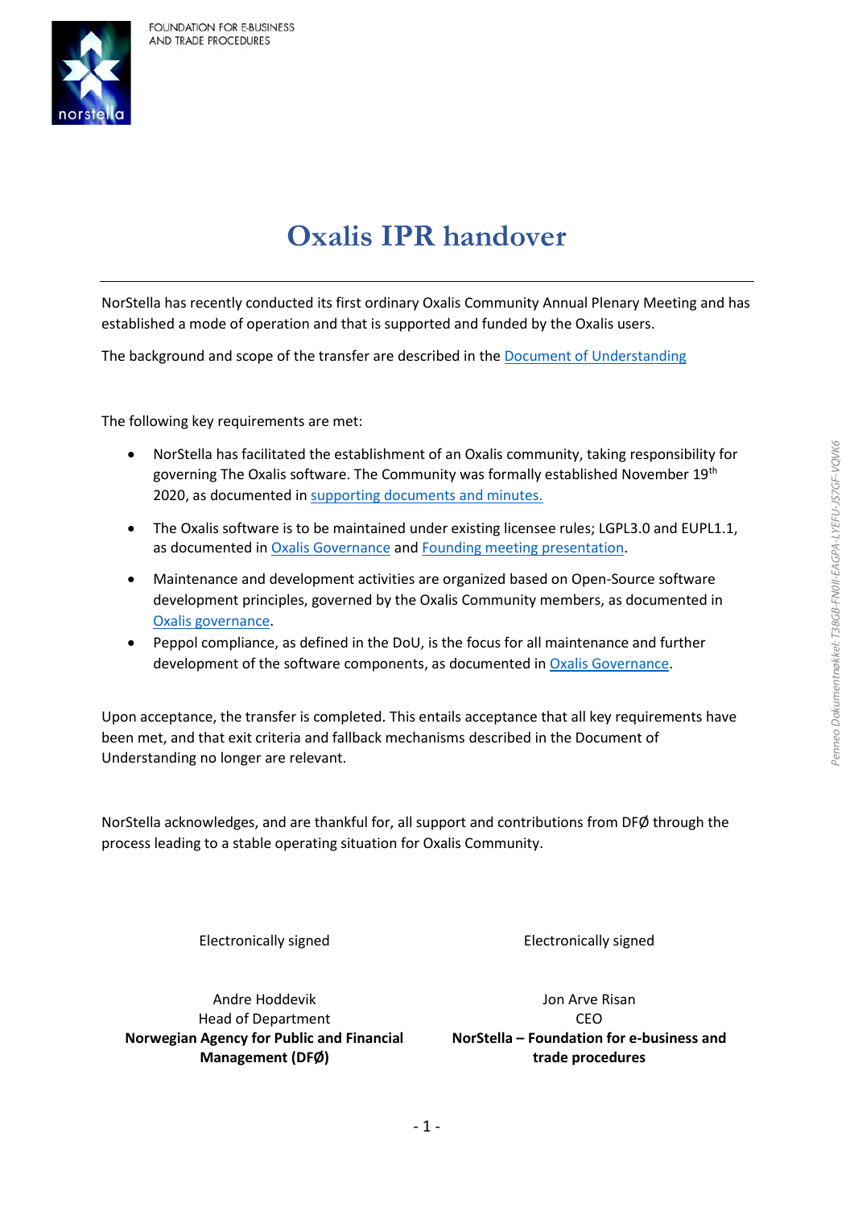FOUNDATION FOR E-BUSINESS AND TRADE PROCEDURES

# Oxalis IPR handover

---

NorStella has recently conducted its first ordinary Oxalis Community Annual Plenary Meeting and has established a mode of operation and that is supported and funded by the Oxalis users.

The background and scope of the transfer are described in the Document of Understanding

The following key requirements are met:

- NorStella has facilitated the establishment of an Oxalis community, taking responsibility for governing The Oxalis software. The Community was formally established November 19th 2020, as documented in supporting documents and minutes.
- The Oxalis software is to be maintained under existing licensee rules; LGPL3.0 and EUPL1.1, as documented in Oxalis Governance and Founding meeting presentation.
- Maintenance and development activities are organized based on Open-Source software development principles, governed by the Oxalis Community members, as documented in Oxalis governance.
- Peppol compliance, as defined in the DoU, is the focus for all maintenance and further development of the software components, as documented in Oxalis Governance.

Upon acceptance, the transfer is completed. This entails acceptance that all key requirements have been met, and that exit criteria and fallback mechanisms described in the Document of Understanding no longer are relevant.

NorStella acknowledges, and are thankful for, all support and contributions from DFØ through the process leading to a stable operating situation for Oxalis Community.

Electronically signed

Andre Hoddevik
Head of Department
**Norwegian Agency for Public and Financial Management (DFØ)**

Electronically signed

Jon Arve Risan
CEO
**NorStella – Foundation for e-business and trade procedures**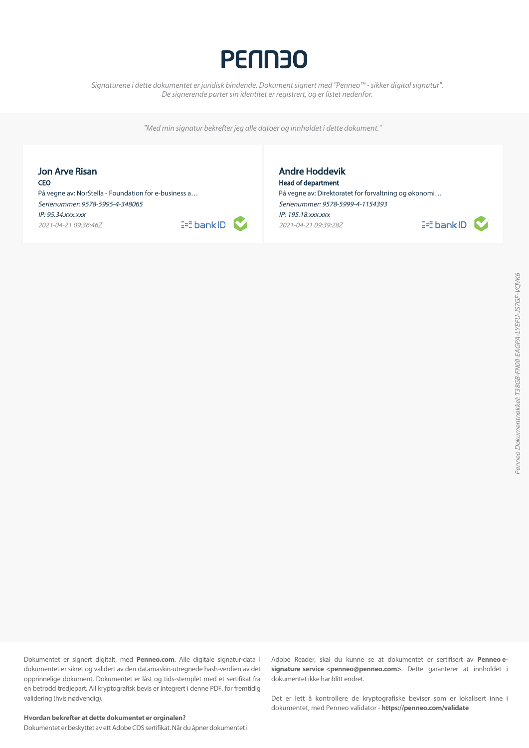# PENNEO

*Signaturene i dette dokumentet er juridisk bindende. Dokument signert med "Penneo™ - sikker digital signatur". De signerende parter sin identitet er registrert, og er listet nedenfor.*

*"Med min signatur bekrefter jeg alle datoer og innholdet i dette dokument."*

**Jon Arve Risan**
**CEO**
På vegne av: NorStella - Foundation for e-business a…
*Serienummer: 9578-5995-4-348065*
*IP: 95.34.xxx.xxx*
*2021-04-21 09:36:46Z*
bankID

**Andre Hoddevik**
**Head of department**
På vegne av: Direktoratet for forvaltning og økonomi…
*Serienummer: 9578-5999-4-1154393*
*IP: 195.18.xxx.xxx*
*2021-04-21 09:39:28Z*
bankID

*Penneo Dokumentnøkkel: T38GB-FN0II-EAGPA-LYEFU-JS7GF-VQVK6*

Dokumentet er signert digitalt, med **Penneo.com**. Alle digitale signatur-data i dokumentet er sikret og validert av den datamaskin-utregnede hash-verdien av det opprinnelige dokument. Dokumentet er låst og tids-stemplet med et sertifikat fra en betrodd tredjepart. All kryptografisk bevis er integrert i denne PDF, for fremtidig validering (hvis nødvendig).

**Hvordan bekrefter at dette dokumentet er orginalen?**

Dokumentet er beskyttet av ett Adobe CDS sertifikat. Når du åpner dokumentet i Adobe Reader, skal du kunne se at dokumentet er sertifisert av **Penneo e-signature service <penneo@penneo.com>**. Dette garanterer at innholdet i dokumentet ikke har blitt endret.

Det er lett å kontrollere de kryptografiske beviser som er lokalisert inne i dokumentet, med Penneo validator - **https://penneo.com/validate**